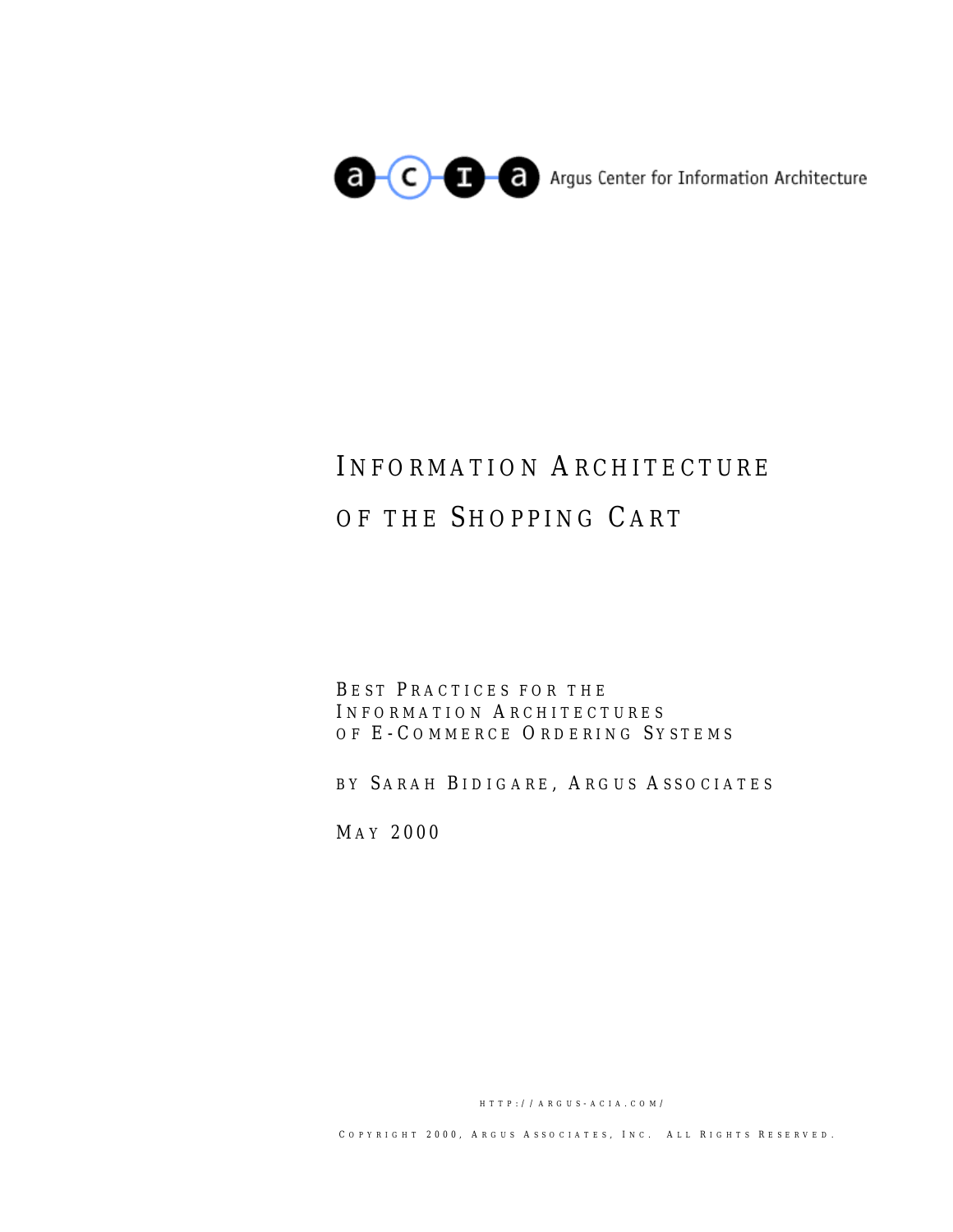Argus Center for Information Architecture

# Information Architecture of the Shopping Cart

Best Practices for the Information Architectures of E-Commerce Ordering Systems

by Sarah Bidigare, Argus Associates

May 2000

http://argus-acia.com/

Copyright 2000, Argus Associates, Inc. All Rights Reserved.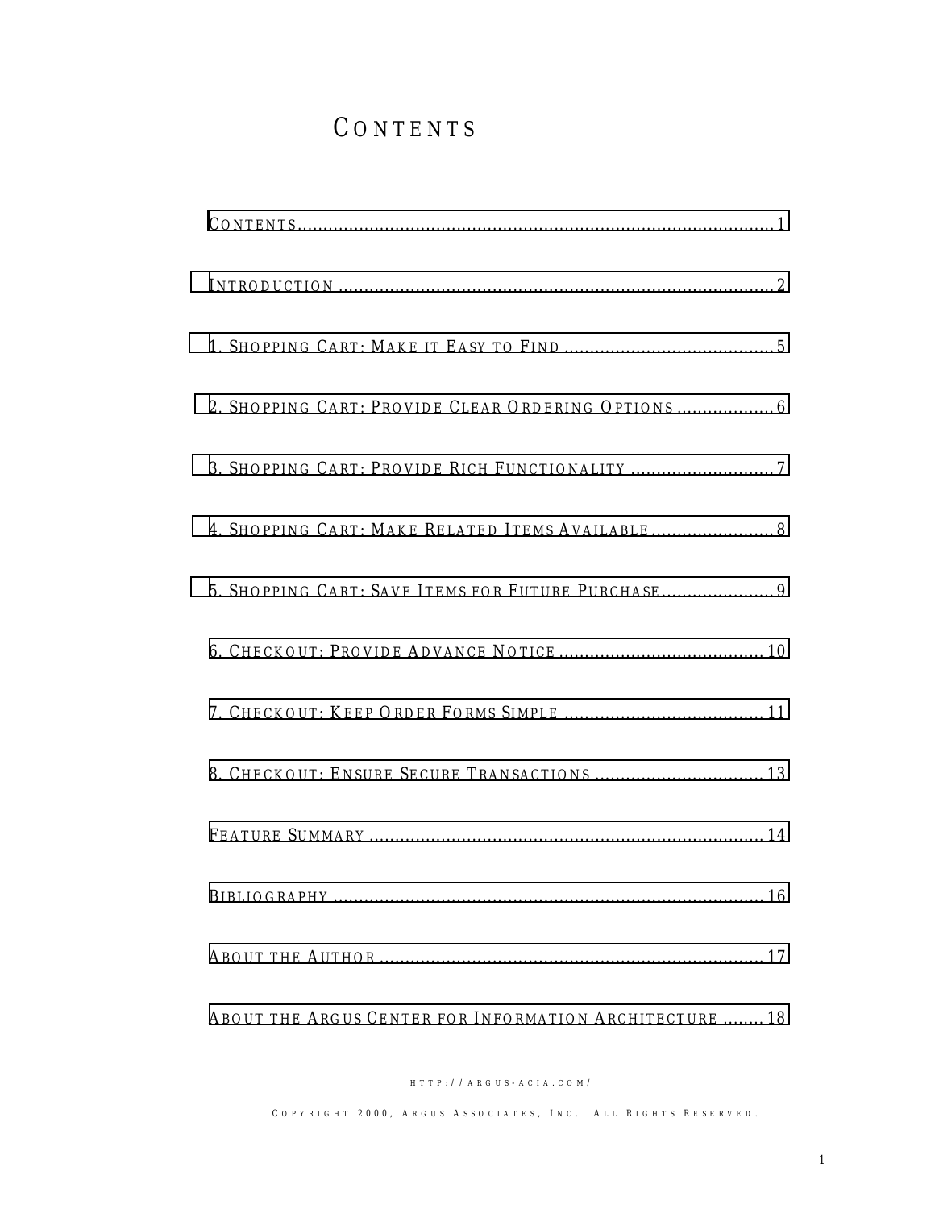# CONTENTS

CONTENTS ........................................................................................ 1

INTRODUCTION ................................................................................... 2

1. SHOPPING CART: MAKE IT EASY TO FIND ........................................ 5

2. SHOPPING CART: PROVIDE CLEAR ORDERING OPTIONS ....................... 6

3. SHOPPING CART: PROVIDE RICH FUNCTIONALITY ............................ 7

4. SHOPPING CART: MAKE RELATED ITEMS AVAILABLE ......................... 8

5. SHOPPING CART: SAVE ITEMS FOR FUTURE PURCHASE ...................... 9

6. CHECKOUT: PROVIDE ADVANCE NOTICE ........................................ 10

7. CHECKOUT: KEEP ORDER FORMS SIMPLE ........................................ 11

8. CHECKOUT: ENSURE SECURE TRANSACTIONS .................................. 13

FEATURE SUMMARY .............................................................................. 14

BIBLIOGRAPHY ...................................................................................... 16

ABOUT THE AUTHOR ............................................................................. 17

ABOUT THE ARGUS CENTER FOR INFORMATION ARCHITECTURE ........ 18

HTTP://ARGUS-ACIA.COM/

COPYRIGHT 2000, ARGUS ASSOCIATES, INC. ALL RIGHTS RESERVED.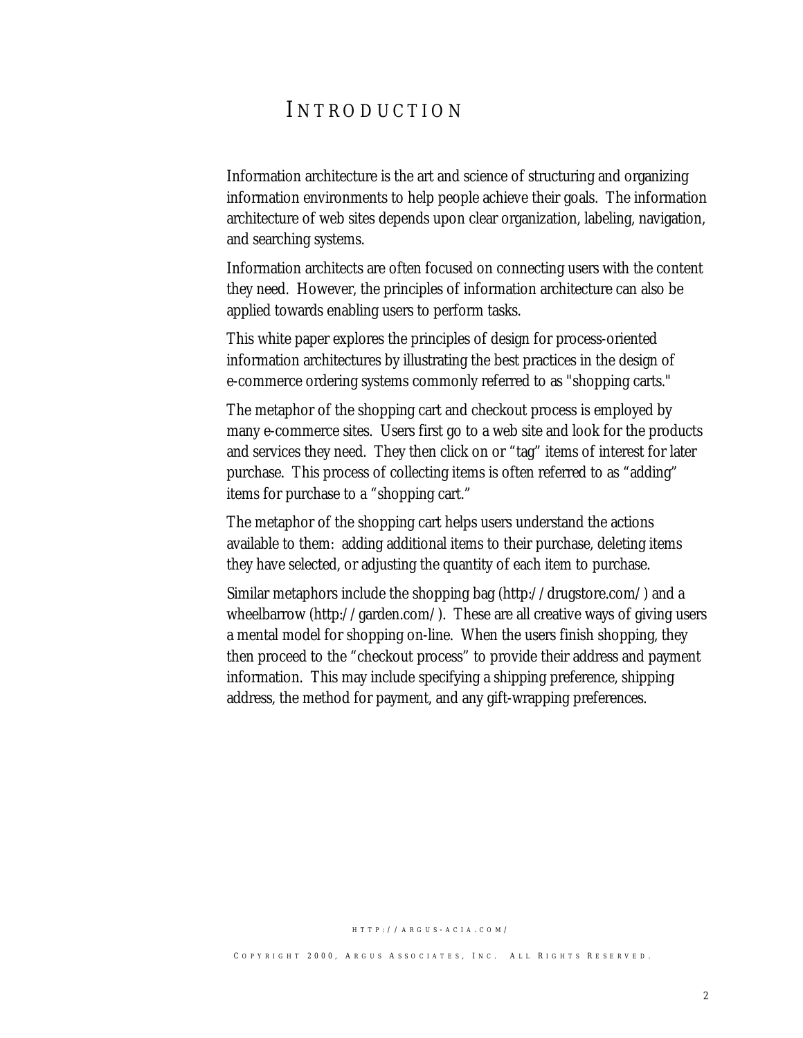# Introduction

Information architecture is the art and science of structuring and organizing information environments to help people achieve their goals. The information architecture of web sites depends upon clear organization, labeling, navigation, and searching systems.

Information architects are often focused on connecting users with the content they need. However, the principles of information architecture can also be applied towards enabling users to perform tasks.

This white paper explores the principles of design for process-oriented information architectures by illustrating the best practices in the design of e-commerce ordering systems commonly referred to as "shopping carts."

The metaphor of the shopping cart and checkout process is employed by many e-commerce sites. Users first go to a web site and look for the products and services they need. They then click on or "tag" items of interest for later purchase. This process of collecting items is often referred to as "adding" items for purchase to a "shopping cart."

The metaphor of the shopping cart helps users understand the actions available to them: adding additional items to their purchase, deleting items they have selected, or adjusting the quantity of each item to purchase.

Similar metaphors include the shopping bag (http://drugstore.com/) and a wheelbarrow (http://garden.com/). These are all creative ways of giving users a mental model for shopping on-line. When the users finish shopping, they then proceed to the "checkout process" to provide their address and payment information. This may include specifying a shipping preference, shipping address, the method for payment, and any gift-wrapping preferences.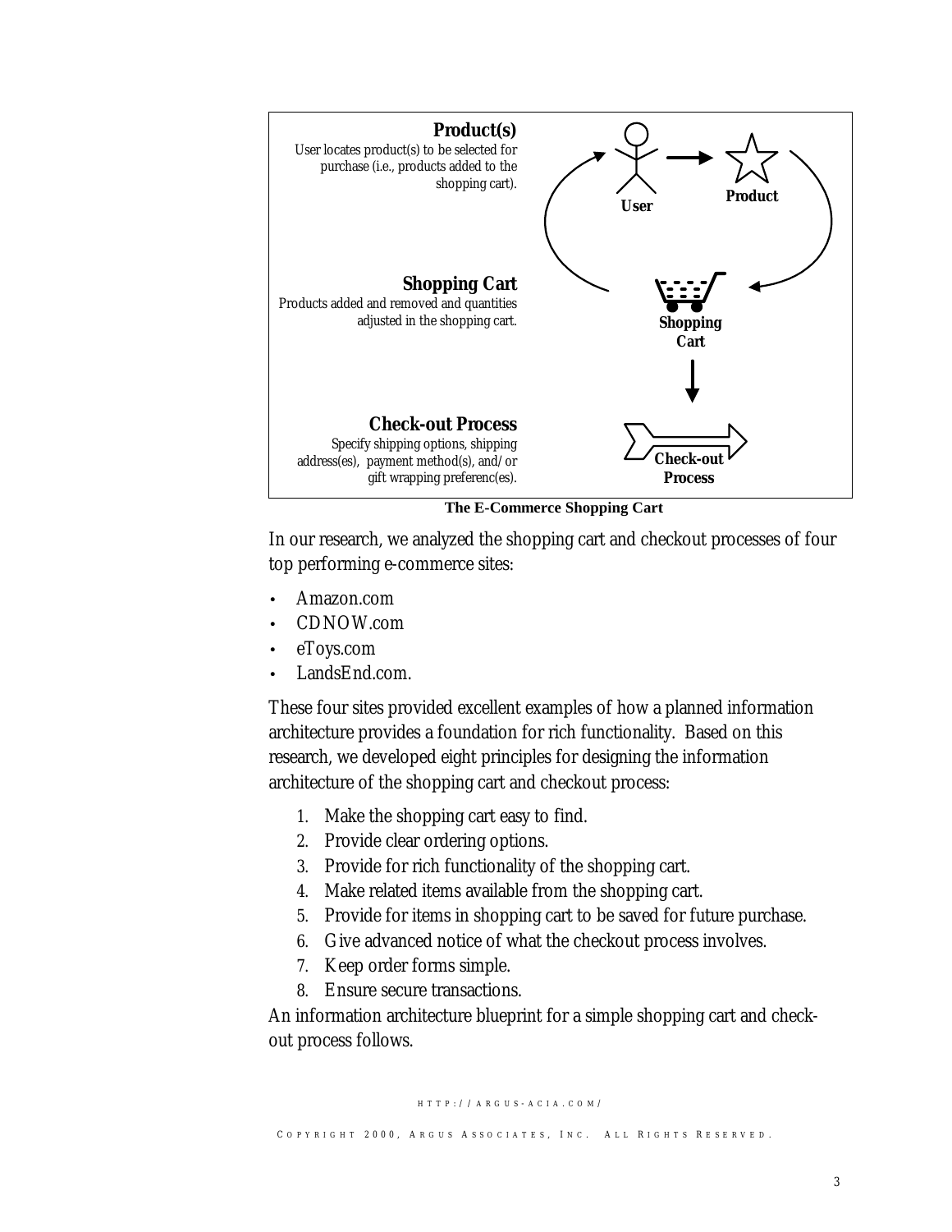**Product(s)**
User locates product(s) to be selected for purchase (i.e., products added to the shopping cart).

**Shopping Cart**
Products added and removed and quantities adjusted in the shopping cart.

**Check-out Process**
Specify shipping options, shipping address(es), payment method(s), and/or gift wrapping preferenc(es).

User

Product

Shopping Cart

Check-out Process

**The E-Commerce Shopping Cart**

In our research, we analyzed the shopping cart and checkout processes of four top performing e-commerce sites:

- Amazon.com
- CDNOW.com
- eToys.com
- LandsEnd.com.

These four sites provided excellent examples of how a planned information architecture provides a foundation for rich functionality. Based on this research, we developed eight principles for designing the information architecture of the shopping cart and checkout process:

1. Make the shopping cart easy to find.
2. Provide clear ordering options.
3. Provide for rich functionality of the shopping cart.
4. Make related items available from the shopping cart.
5. Provide for items in shopping cart to be saved for future purchase.
6. Give advanced notice of what the checkout process involves.
7. Keep order forms simple.
8. Ensure secure transactions.

An information architecture blueprint for a simple shopping cart and check-out process follows.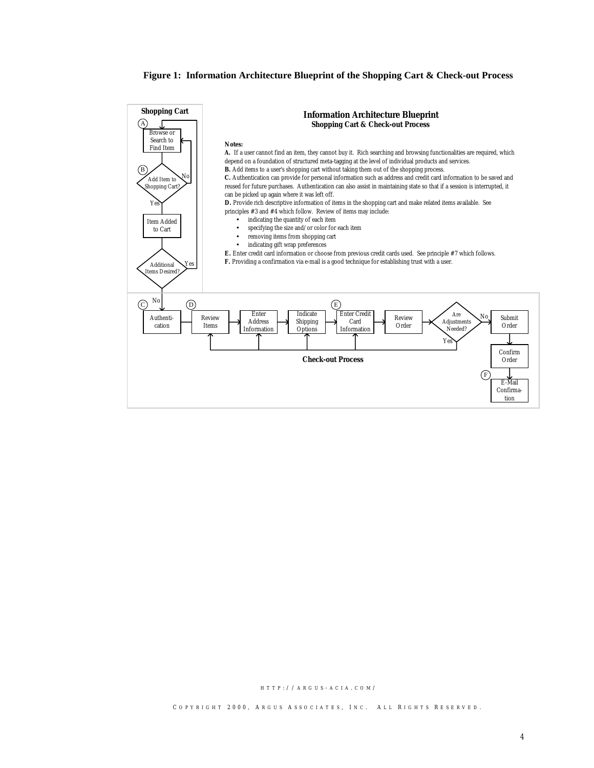**Figure 1: Information Architecture Blueprint of the Shopping Cart & Check-out Process**

Shopping Cart

A

Browse or Search to Find Item

B

Add Item to Shopping Cart?

No

Yes

Item Added to Cart

Additional Items Desired?

Yes

No

**Information Architecture Blueprint**
**Shopping Cart & Check-out Process**

**Notes:**

**A.** If a user cannot find an item, they cannot buy it. Rich searching and browsing functionalities are required, which depend on a foundation of structured meta-tagging at the level of individual products and services.

**B.** Add items to a user's shopping cart without taking them out of the shopping process.

**C.** Authentication can provide for personal information such as address and credit card information to be saved and reused for future purchases. Authentication can also assist in maintaining state so that if a session is interrupted, it can be picked up again where it was left off.

**D.** Provide rich descriptive information of items in the shopping cart and make related items available. See principles #3 and #4 which follow. Review of items may include:

- indicating the quantity of each item
- specifying the size and/or color for each item
- removing items from shopping cart
- indicating gift wrap preferences

**E.** Enter credit card information or choose from previous credit cards used. See principle #7 which follows.

**F.** Providing a confirmation via e-mail is a good technique for establishing trust with a user.

C

Authentication

D

Review Items

Enter Address Information

Indicate Shipping Options

E

Enter Credit Card Information

Review Order

Are Adjustments Needed?

No

Yes

Submit Order

Confirm Order

F

E-Mail Confirmation

Check-out Process

HTTP://ARGUS-ACIA.COM/

COPYRIGHT 2000, ARGUS ASSOCIATES, INC. ALL RIGHTS RESERVED.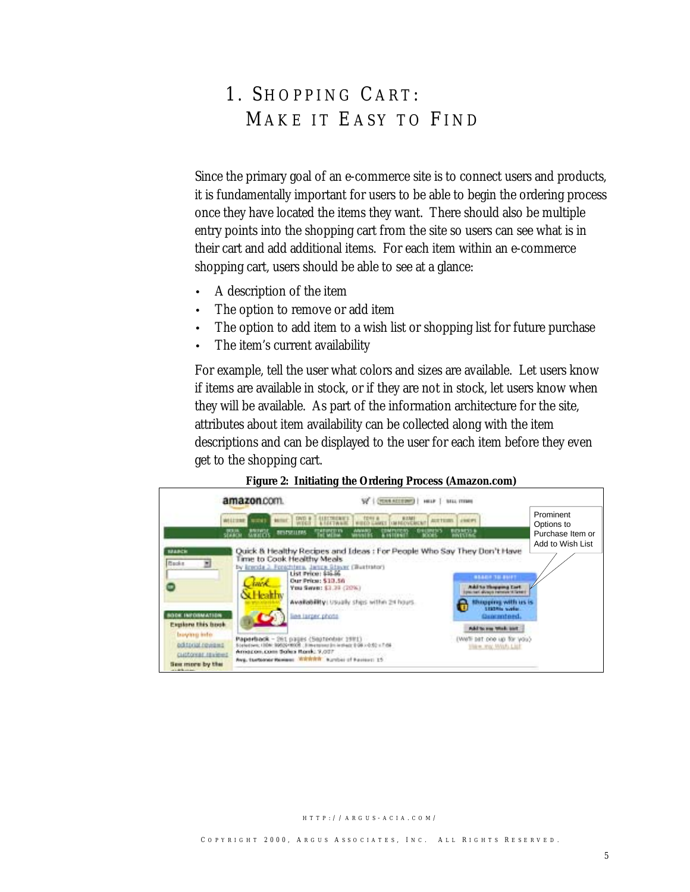# 1. SHOPPING CART: MAKE IT EASY TO FIND

Since the primary goal of an e-commerce site is to connect users and products, it is fundamentally important for users to be able to begin the ordering process once they have located the items they want. There should also be multiple entry points into the shopping cart from the site so users can see what is in their cart and add additional items. For each item within an e-commerce shopping cart, users should be able to see at a glance:

- A description of the item
- The option to remove or add item
- The option to add item to a wish list or shopping list for future purchase
- The item's current availability

For example, tell the user what colors and sizes are available. Let users know if items are available in stock, or if they are not in stock, let users know when they will be available. As part of the information architecture for the site, attributes about item availability can be collected along with the item descriptions and can be displayed to the user for each item before they even get to the shopping cart.

**Figure 2: Initiating the Ordering Process (Amazon.com)**

Prominent Options to Purchase Item or Add to Wish List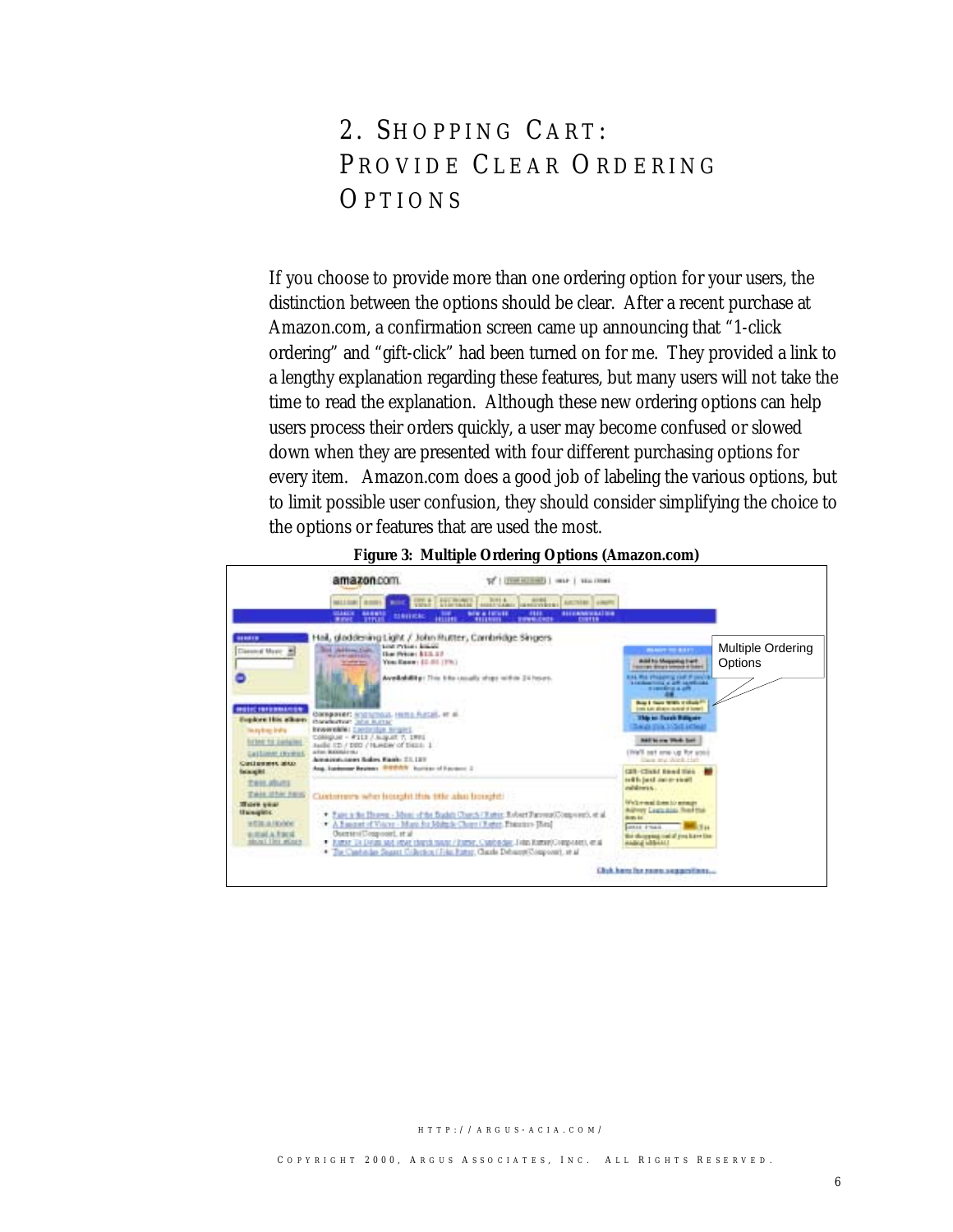## 2. Shopping Cart: Provide Clear Ordering Options

If you choose to provide more than one ordering option for your users, the distinction between the options should be clear. After a recent purchase at Amazon.com, a confirmation screen came up announcing that "1-click ordering" and "gift-click" had been turned on for me. They provided a link to a lengthy explanation regarding these features, but many users will not take the time to read the explanation. Although these new ordering options can help users process their orders quickly, a user may become confused or slowed down when they are presented with four different purchasing options for every item. Amazon.com does a good job of labeling the various options, but to limit possible user confusion, they should consider simplifying the choice to the options or features that are used the most.

**Figure 3: Multiple Ordering Options (Amazon.com)**

Multiple Ordering Options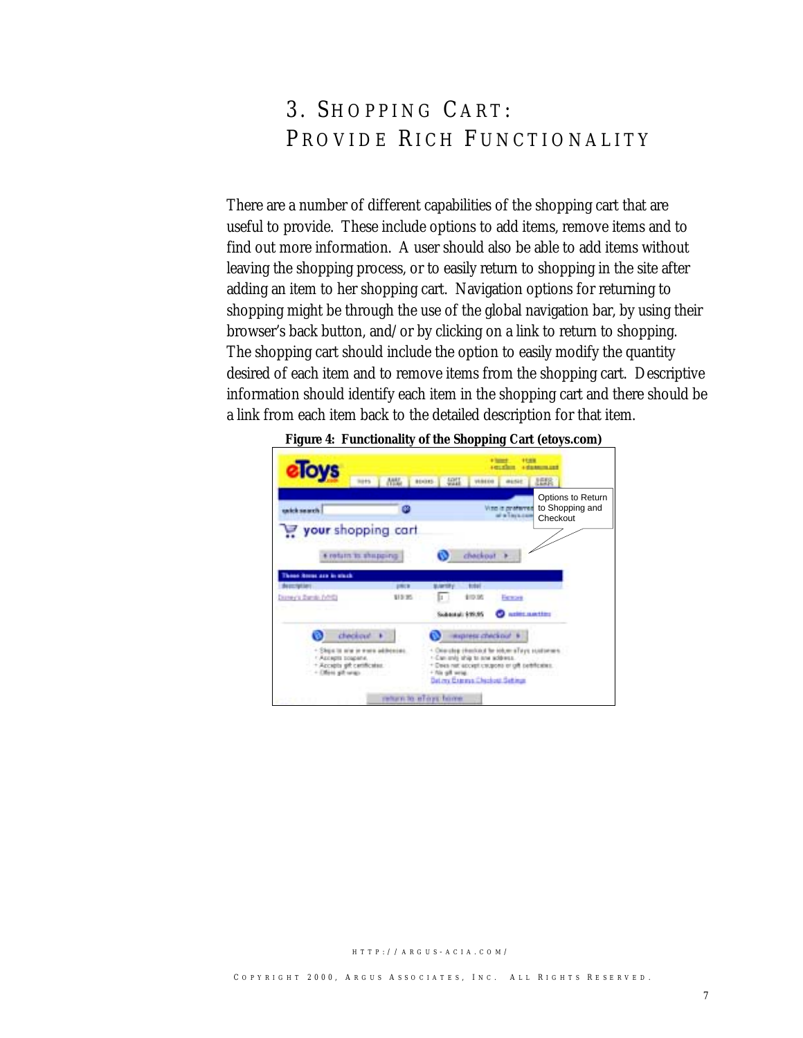# 3. Shopping Cart: Provide Rich Functionality

There are a number of different capabilities of the shopping cart that are useful to provide. These include options to add items, remove items and to find out more information. A user should also be able to add items without leaving the shopping process, or to easily return to shopping in the site after adding an item to her shopping cart. Navigation options for returning to shopping might be through the use of the global navigation bar, by using their browser's back button, and/or by clicking on a link to return to shopping. The shopping cart should include the option to easily modify the quantity desired of each item and to remove items from the shopping cart. Descriptive information should identify each item in the shopping cart and there should be a link from each item back to the detailed description for that item.

**Figure 4: Functionality of the Shopping Cart (etoys.com)**

Options to Return to Shopping and Checkout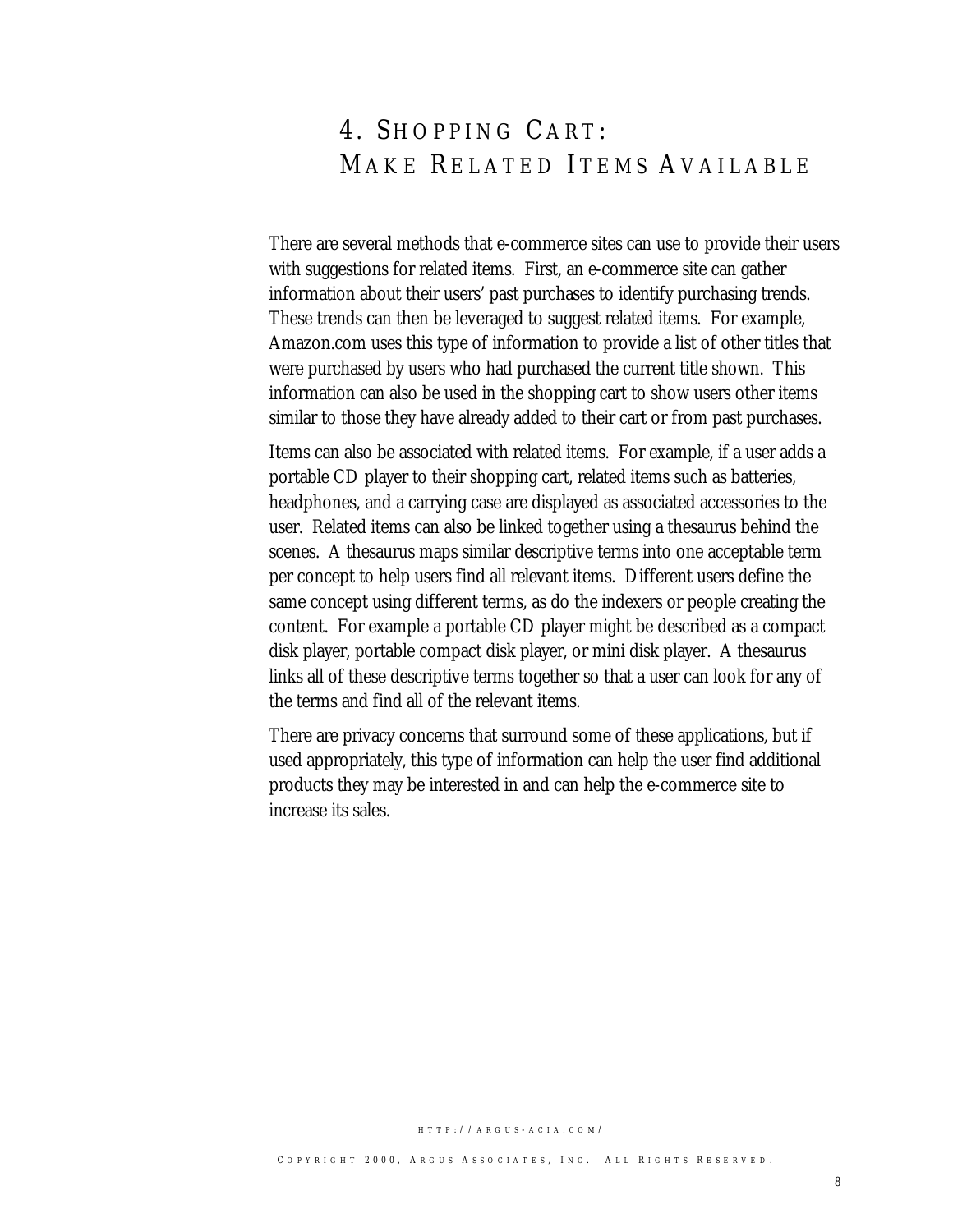# 4. Shopping Cart: Make Related Items Available

There are several methods that e-commerce sites can use to provide their users with suggestions for related items. First, an e-commerce site can gather information about their users' past purchases to identify purchasing trends. These trends can then be leveraged to suggest related items. For example, Amazon.com uses this type of information to provide a list of other titles that were purchased by users who had purchased the current title shown. This information can also be used in the shopping cart to show users other items similar to those they have already added to their cart or from past purchases.

Items can also be associated with related items. For example, if a user adds a portable CD player to their shopping cart, related items such as batteries, headphones, and a carrying case are displayed as associated accessories to the user. Related items can also be linked together using a thesaurus behind the scenes. A thesaurus maps similar descriptive terms into one acceptable term per concept to help users find all relevant items. Different users define the same concept using different terms, as do the indexers or people creating the content. For example a portable CD player might be described as a compact disk player, portable compact disk player, or mini disk player. A thesaurus links all of these descriptive terms together so that a user can look for any of the terms and find all of the relevant items.

There are privacy concerns that surround some of these applications, but if used appropriately, this type of information can help the user find additional products they may be interested in and can help the e-commerce site to increase its sales.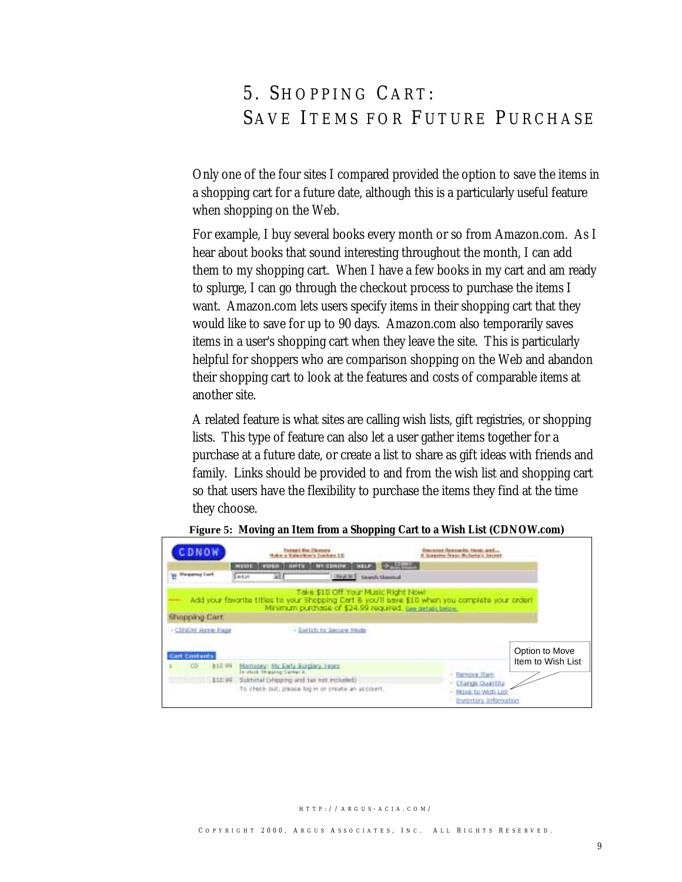# 5. Shopping Cart: Save Items for Future Purchase

Only one of the four sites I compared provided the option to save the items in a shopping cart for a future date, although this is a particularly useful feature when shopping on the Web.

For example, I buy several books every month or so from Amazon.com. As I hear about books that sound interesting throughout the month, I can add them to my shopping cart. When I have a few books in my cart and am ready to splurge, I can go through the checkout process to purchase the items I want. Amazon.com lets users specify items in their shopping cart that they would like to save for up to 90 days. Amazon.com also temporarily saves items in a user's shopping cart when they leave the site. This is particularly helpful for shoppers who are comparison shopping on the Web and abandon their shopping cart to look at the features and costs of comparable items at another site.

A related feature is what sites are calling wish lists, gift registries, or shopping lists. This type of feature can also let a user gather items together for a purchase at a future date, or create a list to share as gift ideas with friends and family. Links should be provided to and from the wish list and shopping cart so that users have the flexibility to purchase the items they find at the time they choose.

**Figure 5: Moving an Item from a Shopping Cart to a Wish List (CDNOW.com)**

Option to Move Item to Wish List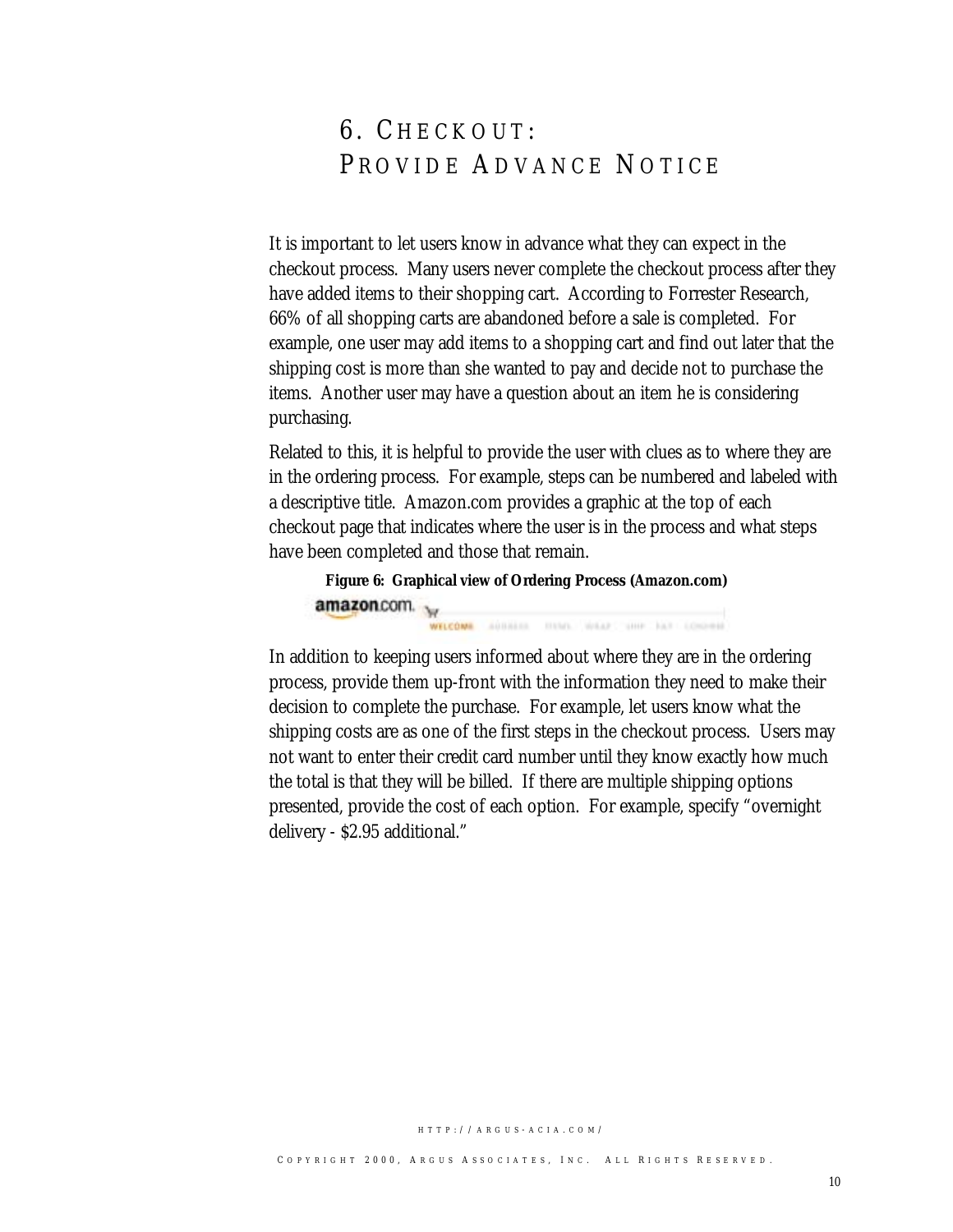# 6. Checkout: Provide Advance Notice

It is important to let users know in advance what they can expect in the checkout process. Many users never complete the checkout process after they have added items to their shopping cart. According to Forrester Research, 66% of all shopping carts are abandoned before a sale is completed. For example, one user may add items to a shopping cart and find out later that the shipping cost is more than she wanted to pay and decide not to purchase the items. Another user may have a question about an item he is considering purchasing.

Related to this, it is helpful to provide the user with clues as to where they are in the ordering process. For example, steps can be numbered and labeled with a descriptive title. Amazon.com provides a graphic at the top of each checkout page that indicates where the user is in the process and what steps have been completed and those that remain.

**Figure 6: Graphical view of Ordering Process (Amazon.com)**

In addition to keeping users informed about where they are in the ordering process, provide them up-front with the information they need to make their decision to complete the purchase. For example, let users know what the shipping costs are as one of the first steps in the checkout process. Users may not want to enter their credit card number until they know exactly how much the total is that they will be billed. If there are multiple shipping options presented, provide the cost of each option. For example, specify "overnight delivery - $2.95 additional."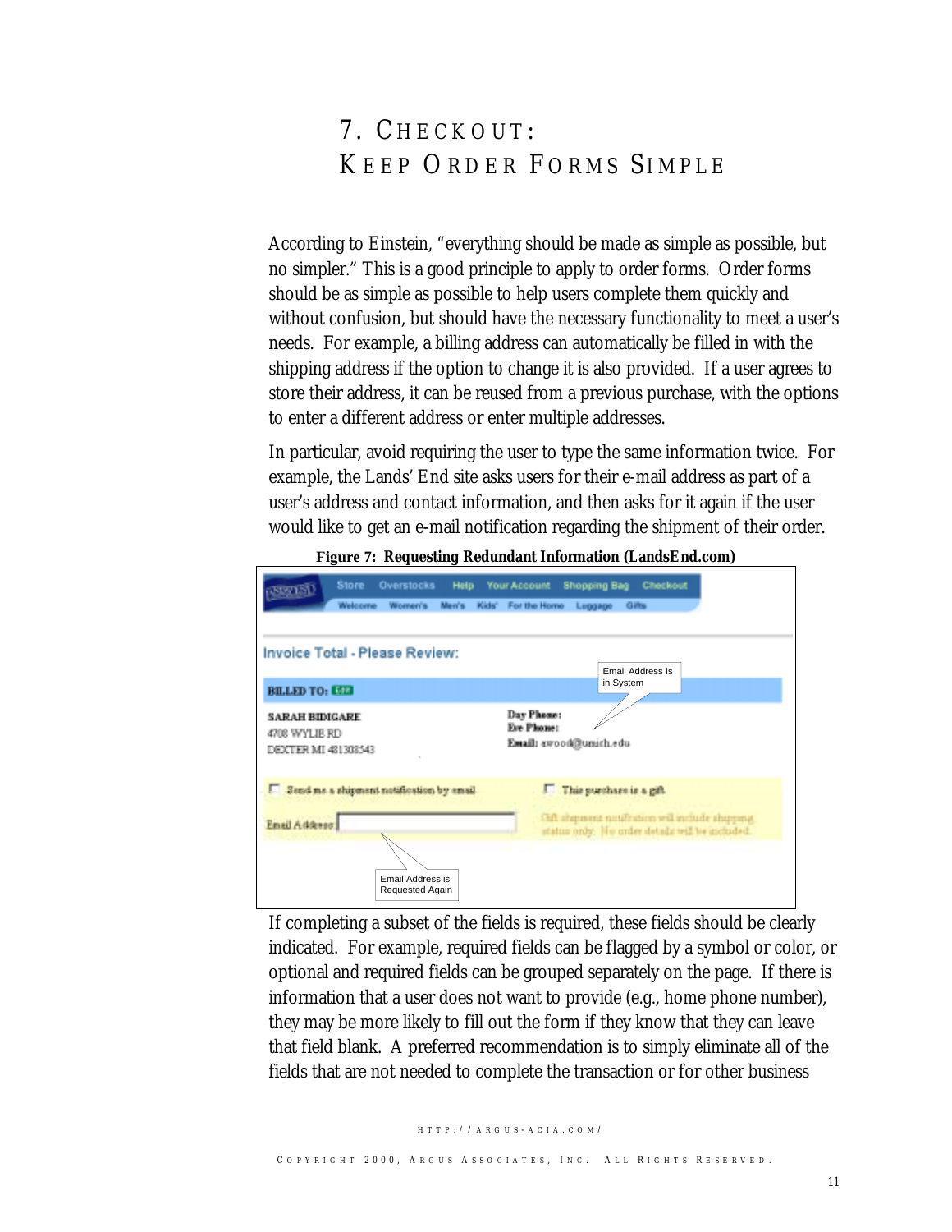# 7. Checkout: Keep Order Forms Simple

According to Einstein, "everything should be made as simple as possible, but no simpler." This is a good principle to apply to order forms. Order forms should be as simple as possible to help users complete them quickly and without confusion, but should have the necessary functionality to meet a user's needs. For example, a billing address can automatically be filled in with the shipping address if the option to change it is also provided. If a user agrees to store their address, it can be reused from a previous purchase, with the options to enter a different address or enter multiple addresses.

In particular, avoid requiring the user to type the same information twice. For example, the Lands' End site asks users for their e-mail address as part of a user's address and contact information, and then asks for it again if the user would like to get an e-mail notification regarding the shipment of their order.

**Figure 7: Requesting Redundant Information (LandsEnd.com)**

Email Address Is in System

Email Address is Requested Again

If completing a subset of the fields is required, these fields should be clearly indicated. For example, required fields can be flagged by a symbol or color, or optional and required fields can be grouped separately on the page. If there is information that a user does not want to provide (e.g., home phone number), they may be more likely to fill out the form if they know that they can leave that field blank. A preferred recommendation is to simply eliminate all of the fields that are not needed to complete the transaction or for other business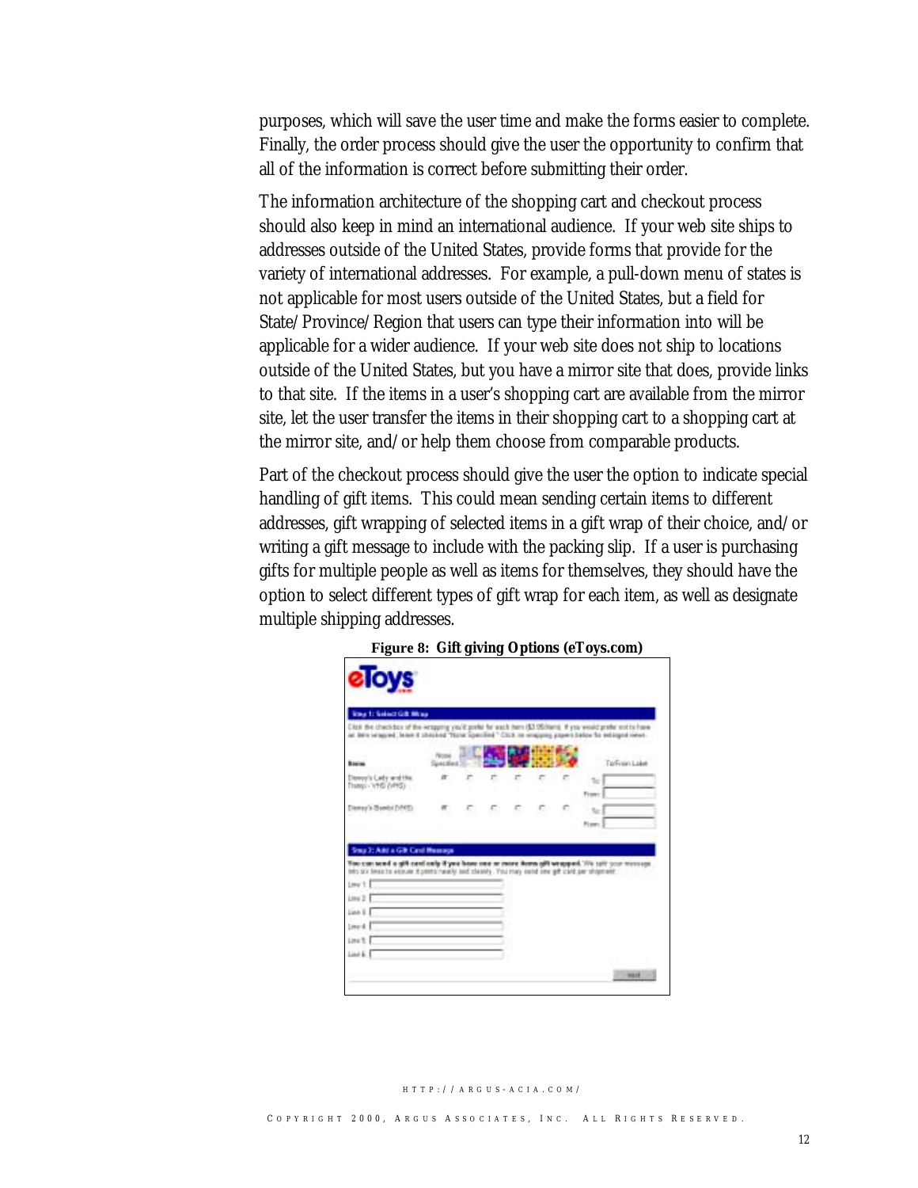purposes, which will save the user time and make the forms easier to complete. Finally, the order process should give the user the opportunity to confirm that all of the information is correct before submitting their order.

The information architecture of the shopping cart and checkout process should also keep in mind an international audience. If your web site ships to addresses outside of the United States, provide forms that provide for the variety of international addresses. For example, a pull-down menu of states is not applicable for most users outside of the United States, but a field for State/Province/Region that users can type their information into will be applicable for a wider audience. If your web site does not ship to locations outside of the United States, but you have a mirror site that does, provide links to that site. If the items in a user's shopping cart are available from the mirror site, let the user transfer the items in their shopping cart to a shopping cart at the mirror site, and/or help them choose from comparable products.

Part of the checkout process should give the user the option to indicate special handling of gift items. This could mean sending certain items to different addresses, gift wrapping of selected items in a gift wrap of their choice, and/or writing a gift message to include with the packing slip. If a user is purchasing gifts for multiple people as well as items for themselves, they should have the option to select different types of gift wrap for each item, as well as designate multiple shipping addresses.

**Figure 8: Gift giving Options (eToys.com)**

HTTP://ARGUS-ACIA.COM/

COPYRIGHT 2000, ARGUS ASSOCIATES, INC. ALL RIGHTS RESERVED.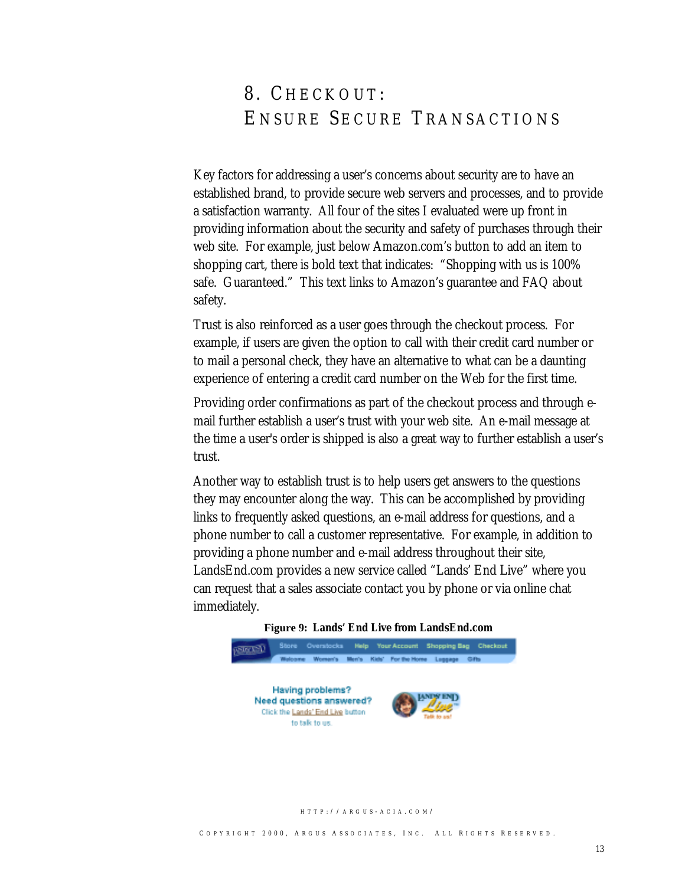# 8. Checkout: Ensure Secure Transactions

Key factors for addressing a user's concerns about security are to have an established brand, to provide secure web servers and processes, and to provide a satisfaction warranty. All four of the sites I evaluated were up front in providing information about the security and safety of purchases through their web site. For example, just below Amazon.com's button to add an item to shopping cart, there is bold text that indicates: "Shopping with us is 100% safe. Guaranteed." This text links to Amazon's guarantee and FAQ about safety.

Trust is also reinforced as a user goes through the checkout process. For example, if users are given the option to call with their credit card number or to mail a personal check, they have an alternative to what can be a daunting experience of entering a credit card number on the Web for the first time.

Providing order confirmations as part of the checkout process and through e-mail further establish a user's trust with your web site. An e-mail message at the time a user's order is shipped is also a great way to further establish a user's trust.

Another way to establish trust is to help users get answers to the questions they may encounter along the way. This can be accomplished by providing links to frequently asked questions, an e-mail address for questions, and a phone number to call a customer representative. For example, in addition to providing a phone number and e-mail address throughout their site, LandsEnd.com provides a new service called "Lands' End Live" where you can request that a sales associate contact you by phone or via online chat immediately.

**Figure 9: Lands' End Live from LandsEnd.com**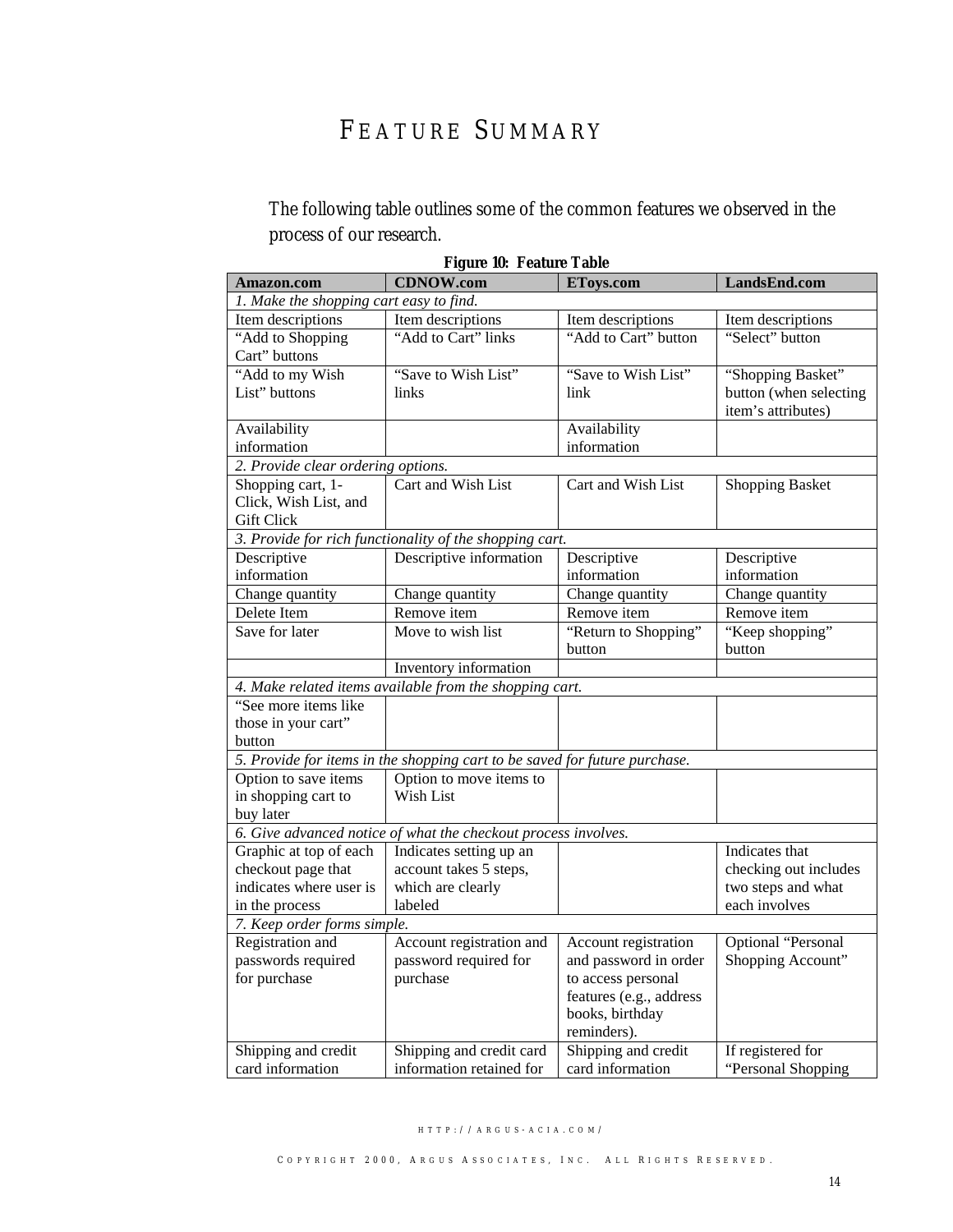# Feature Summary

The following table outlines some of the common features we observed in the process of our research.

**Figure 10: Feature Table**

| Amazon.com | CDNOW.com | EToys.com | LandsEnd.com |
|---|---|---|---|
| *1. Make the shopping cart easy to find.* | | | |
| Item descriptions | Item descriptions | Item descriptions | Item descriptions |
| “Add to Shopping Cart” buttons | “Add to Cart” links | “Add to Cart” button | “Select” button |
| “Add to my Wish List” buttons | “Save to Wish List” links | “Save to Wish List” link | “Shopping Basket” button (when selecting item’s attributes) |
| Availability information | | Availability information | |
| *2. Provide clear ordering options.* | | | |
| Shopping cart, 1-Click, Wish List, and Gift Click | Cart and Wish List | Cart and Wish List | Shopping Basket |
| *3. Provide for rich functionality of the shopping cart.* | | | |
| Descriptive information | Descriptive information | Descriptive information | Descriptive information |
| Change quantity | Change quantity | Change quantity | Change quantity |
| Delete Item | Remove item | Remove item | Remove item |
| Save for later | Move to wish list | “Return to Shopping” button | “Keep shopping” button |
| | Inventory information | | |
| *4. Make related items available from the shopping cart.* | | | |
| “See more items like those in your cart” button | | | |
| *5. Provide for items in the shopping cart to be saved for future purchase.* | | | |
| Option to save items in shopping cart to buy later | Option to move items to Wish List | | |
| *6. Give advanced notice of what the checkout process involves.* | | | |
| Graphic at top of each checkout page that indicates where user is in the process | Indicates setting up an account takes 5 steps, which are clearly labeled | | Indicates that checking out includes two steps and what each involves |
| *7. Keep order forms simple.* | | | |
| Registration and passwords required for purchase | Account registration and password required for purchase | Account registration and password in order to access personal features (e.g., address books, birthday reminders). | Optional “Personal Shopping Account” |
| Shipping and credit card information | Shipping and credit card information retained for | Shipping and credit card information | If registered for “Personal Shopping |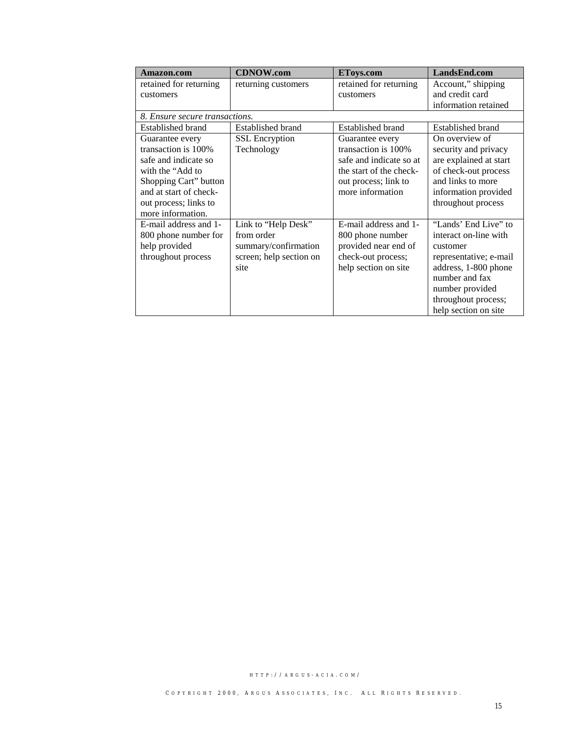| Amazon.com | CDNOW.com | EToys.com | LandsEnd.com |
|---|---|---|---|
| retained for returning customers | returning customers | retained for returning customers | Account," shipping and credit card information retained |
| *8. Ensure secure transactions.* | | | |
| Established brand | Established brand | Established brand | Established brand |
| Guarantee every transaction is 100% safe and indicate so with the "Add to Shopping Cart" button and at start of check-out process; links to more information. | SSL Encryption Technology | Guarantee every transaction is 100% safe and indicate so at the start of the check-out process; link to more information | On overview of security and privacy are explained at start of check-out process and links to more information provided throughout process |
| E-mail address and 1-800 phone number for help provided throughout process | Link to "Help Desk" from order summary/confirmation screen; help section on site | E-mail address and 1-800 phone number provided near end of check-out process; help section on site | "Lands' End Live" to interact on-line with customer representative; e-mail address, 1-800 phone number and fax number provided throughout process; help section on site |

HTTP://ARGUS-ACIA.COM/

COPYRIGHT 2000, ARGUS ASSOCIATES, INC. ALL RIGHTS RESERVED.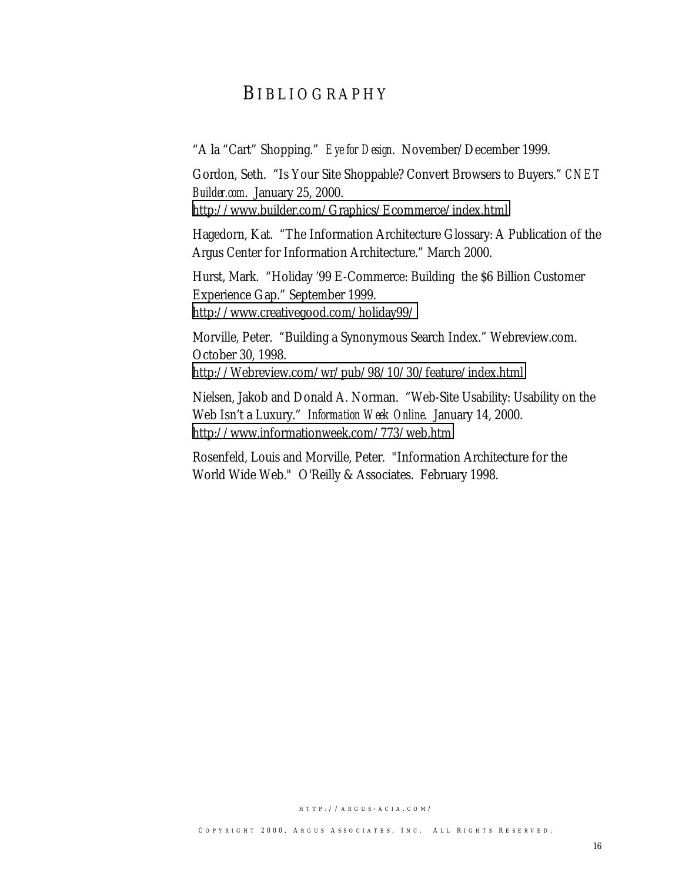# BIBLIOGRAPHY

"A la "Cart" Shopping." *Eye for Design*. November/December 1999.

Gordon, Seth. "Is Your Site Shoppable? Convert Browsers to Buyers." *CNET Builder.com*. January 25, 2000. http://www.builder.com/Graphics/Ecommerce/index.html

Hagedorn, Kat. "The Information Architecture Glossary: A Publication of the Argus Center for Information Architecture." March 2000.

Hurst, Mark. "Holiday '99 E-Commerce: Building the $6 Billion Customer Experience Gap." September 1999. http://www.creativegood.com/holiday99/

Morville, Peter. "Building a Synonymous Search Index." Webreview.com. October 30, 1998. http://Webreview.com/wr/pub/98/10/30/feature/index.html

Nielsen, Jakob and Donald A. Norman. "Web-Site Usability: Usability on the Web Isn't a Luxury." *Information Week Online*. January 14, 2000. http://www.informationweek.com/773/web.htm

Rosenfeld, Louis and Morville, Peter. "Information Architecture for the World Wide Web." O'Reilly & Associates. February 1998.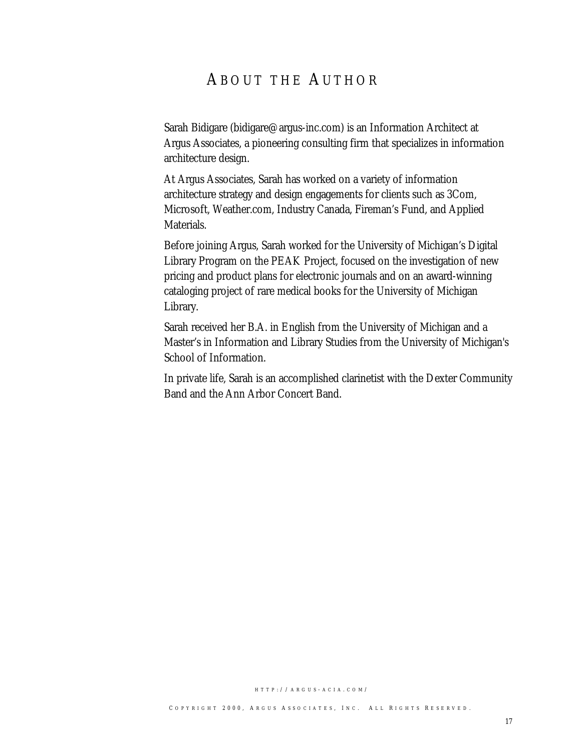# About the Author

Sarah Bidigare (bidigare@argus-inc.com) is an Information Architect at Argus Associates, a pioneering consulting firm that specializes in information architecture design.

At Argus Associates, Sarah has worked on a variety of information architecture strategy and design engagements for clients such as 3Com, Microsoft, Weather.com, Industry Canada, Fireman's Fund, and Applied Materials.

Before joining Argus, Sarah worked for the University of Michigan's Digital Library Program on the PEAK Project, focused on the investigation of new pricing and product plans for electronic journals and on an award-winning cataloging project of rare medical books for the University of Michigan Library.

Sarah received her B.A. in English from the University of Michigan and a Master's in Information and Library Studies from the University of Michigan's School of Information.

In private life, Sarah is an accomplished clarinetist with the Dexter Community Band and the Ann Arbor Concert Band.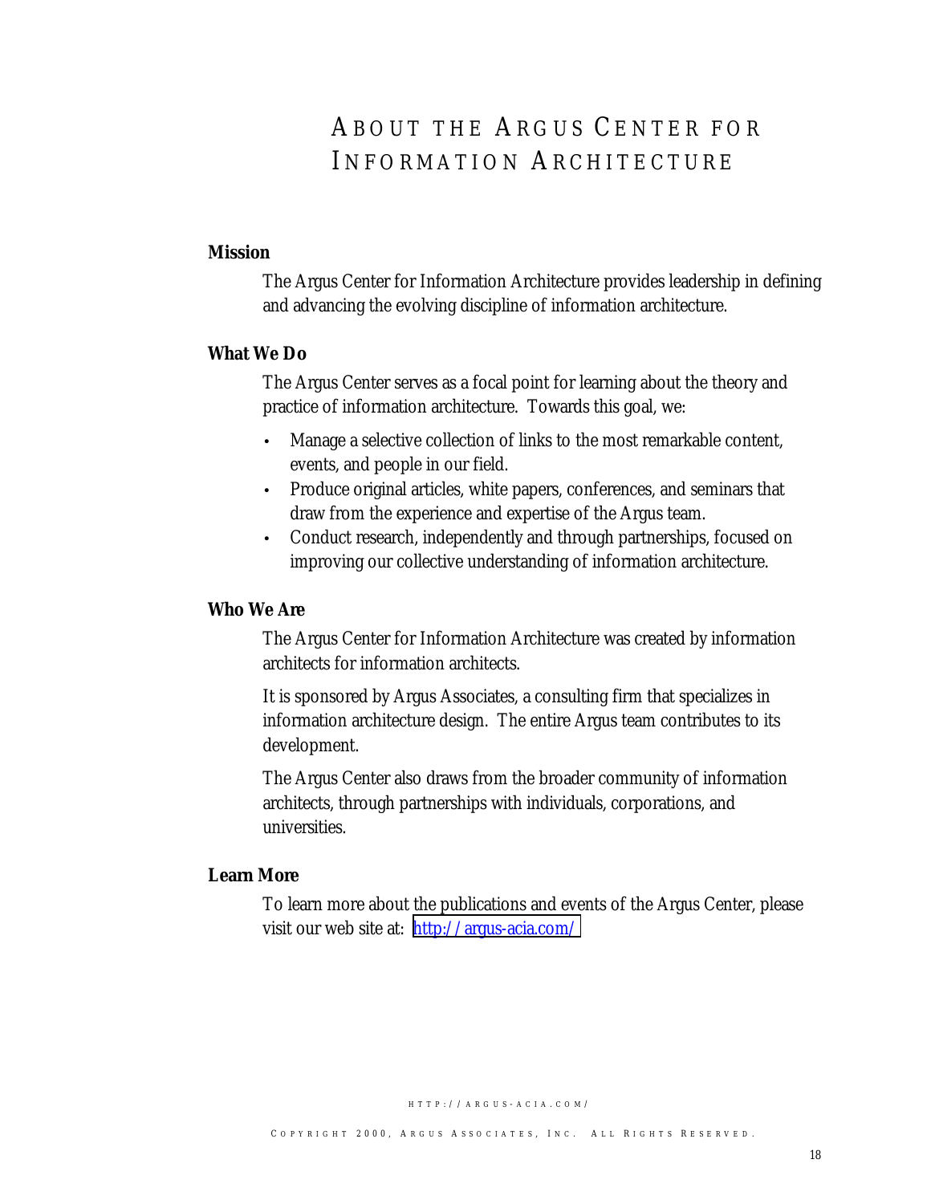# About the Argus Center for Information Architecture

### Mission

The Argus Center for Information Architecture provides leadership in defining and advancing the evolving discipline of information architecture.

### What We Do

The Argus Center serves as a focal point for learning about the theory and practice of information architecture. Towards this goal, we:

- Manage a selective collection of links to the most remarkable content, events, and people in our field.
- Produce original articles, white papers, conferences, and seminars that draw from the experience and expertise of the Argus team.
- Conduct research, independently and through partnerships, focused on improving our collective understanding of information architecture.

### Who We Are

The Argus Center for Information Architecture was created by information architects for information architects.

It is sponsored by Argus Associates, a consulting firm that specializes in information architecture design. The entire Argus team contributes to its development.

The Argus Center also draws from the broader community of information architects, through partnerships with individuals, corporations, and universities.

### Learn More

To learn more about the publications and events of the Argus Center, please visit our web site at: http://argus-acia.com/